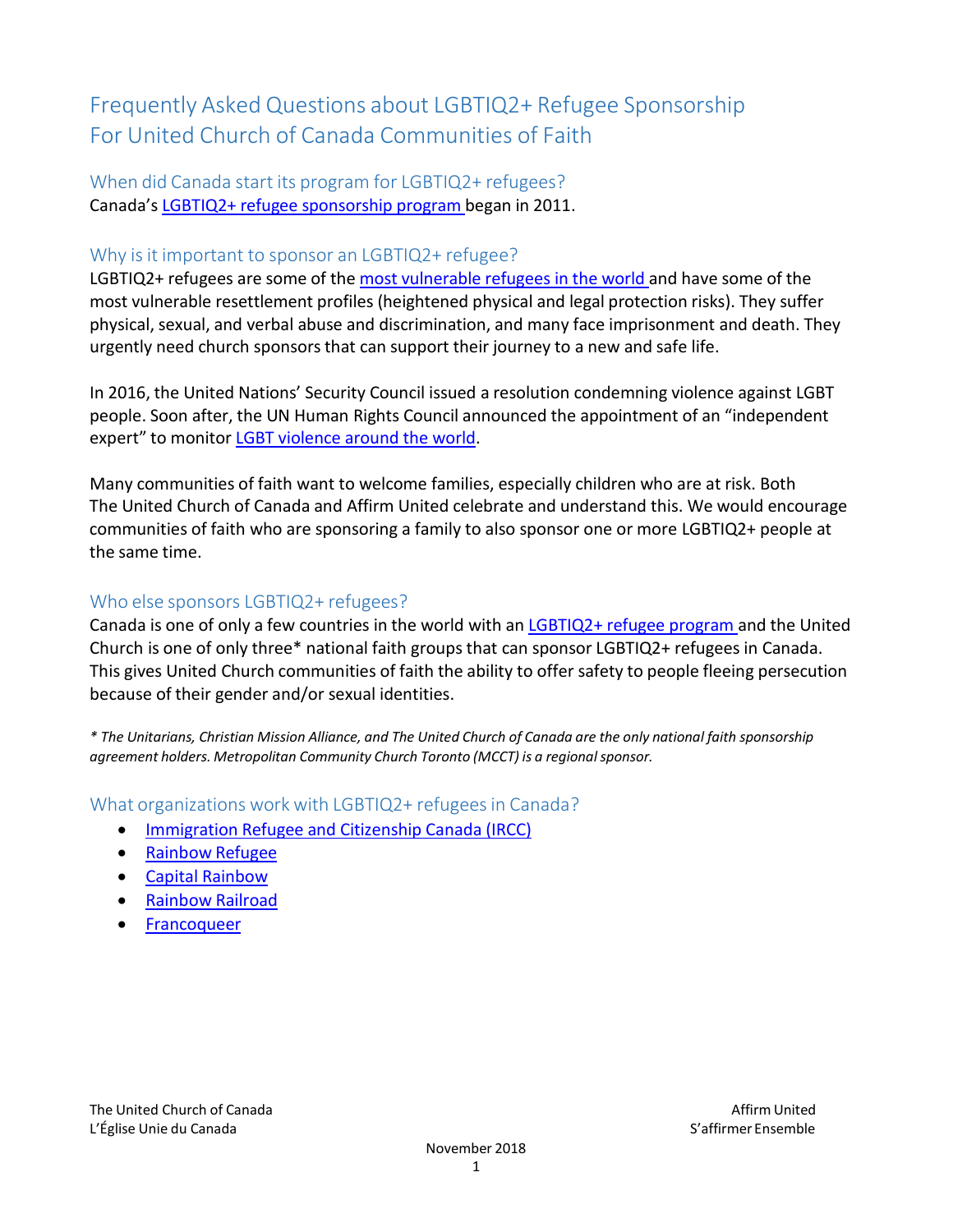# Frequently Asked Questions about LGBTIQ2+ Refugee Sponsorship For United Church of Canada Communities of Faith

## When did Canada start its program for LGBTIQ2+ refugees?

Canada's LGBTIQ2+ refugee sponsorship program began in 2011.

## Why is it important to sponsor an LGBTIQ2+ refugee?

LGBTIQ2+ refugees are some of the most vulnerable refugees in the world and have some of the most vulnerable resettlement profiles (heightened physical and legal protection risks). They suffer physical, sexual, and verbal abuse and discrimination, and many face imprisonment and death. They urgently need church sponsors that can support their journey to a new and safe life.

In 2016, the United Nations' Security Council issued a resolution condemning violence against LGBT people. Soon after, the UN Human Rights Council announced the appointment of an "independent expert" to monitor LGBT violence around the world.

Many communities of faith want to welcome families, especially children who are at risk. Both The United Church of Canada and Affirm United celebrate and understand this. We would encourage communities of faith who are sponsoring a family to also sponsor one or more LGBTIQ2+ people at the same time.

## Who else sponsors LGBTIQ2+ refugees?

Canada is one of only a few countries in the world with an LGBTIQ2+ refugee program and the United Church is one of only three* national faith groups that can sponsor LGBTIQ2+ refugees in Canada. This gives United Church communities of faith the ability to offer safety to people fleeing persecution because of their gender and/or sexual identities.

*\* The Unitarians, Christian Mission Alliance, and The United Church of Canada are the only national faith sponsorship agreement holders. Metropolitan Community Church Toronto (MCCT) is a regional sponsor.*

## What organizations work with LGBTIQ2+ refugees in Canada?

- Immigration Refugee and Citizenship Canada (IRCC)
- Rainbow Refugee
- Capital Rainbow
- Rainbow Railroad
- Francoqueer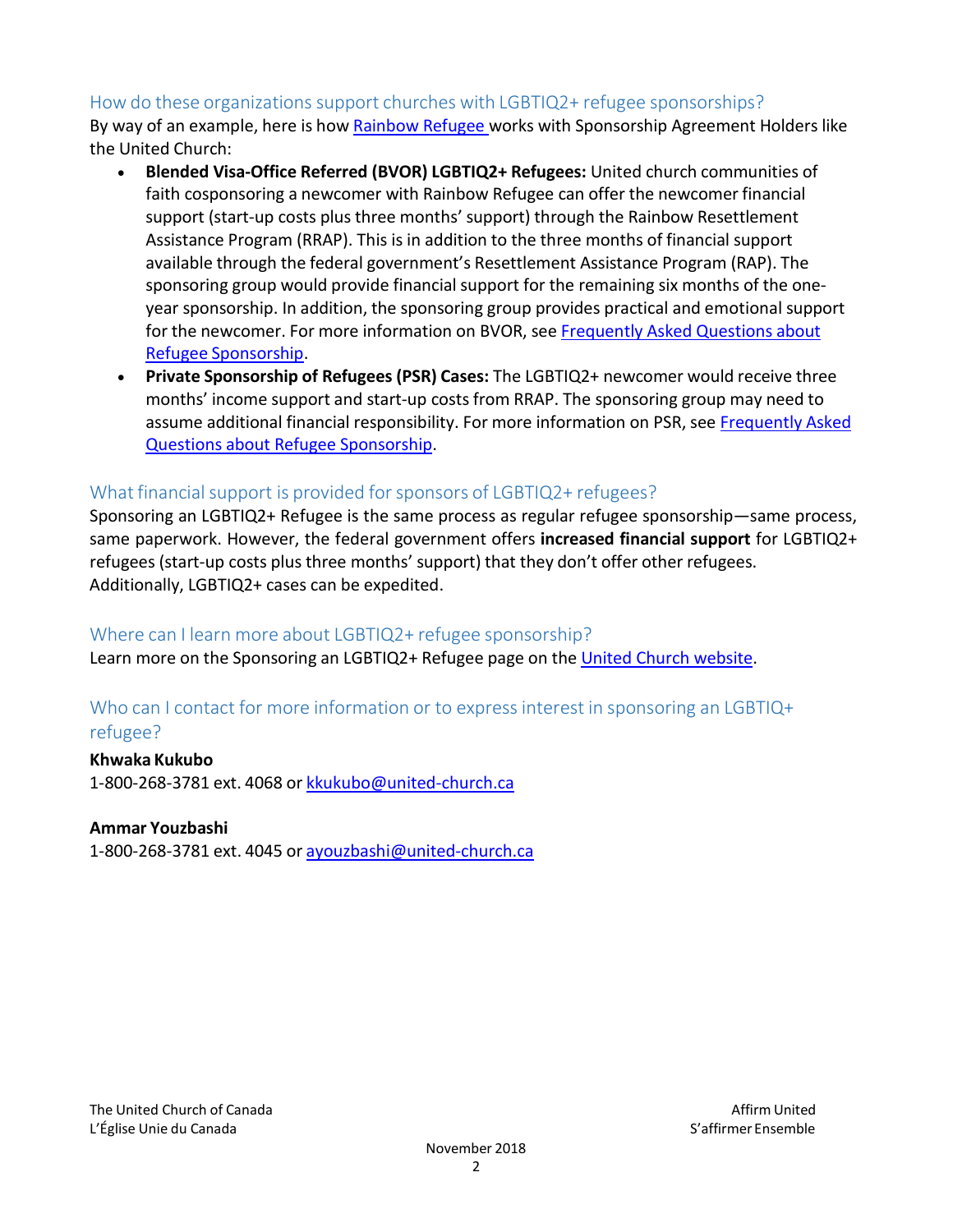## How do these organizations support churches with LGBTIQ2+ refugee sponsorships?

By way of an example, here is how [Rainbow Refugee](#) works with Sponsorship Agreement Holders like the United Church:

- **Blended Visa-Office Referred (BVOR) LGBTIQ2+ Refugees:** United church communities of faith cosponsoring a newcomer with Rainbow Refugee can offer the newcomer financial support (start-up costs plus three months' support) through the Rainbow Resettlement Assistance Program (RRAP). This is in addition to the three months of financial support available through the federal government's Resettlement Assistance Program (RAP). The sponsoring group would provide financial support for the remaining six months of the one-year sponsorship. In addition, the sponsoring group provides practical and emotional support for the newcomer. For more information on BVOR, see [Frequently Asked Questions about Refugee Sponsorship](#).
- **Private Sponsorship of Refugees (PSR) Cases:** The LGBTIQ2+ newcomer would receive three months' income support and start-up costs from RRAP. The sponsoring group may need to assume additional financial responsibility. For more information on PSR, see [Frequently Asked Questions about Refugee Sponsorship](#).

## What financial support is provided for sponsors of LGBTIQ2+ refugees?

Sponsoring an LGBTIQ2+ Refugee is the same process as regular refugee sponsorship—same process, same paperwork. However, the federal government offers **increased financial support** for LGBTIQ2+ refugees (start-up costs plus three months' support) that they don't offer other refugees. Additionally, LGBTIQ2+ cases can be expedited.

## Where can I learn more about LGBTIQ2+ refugee sponsorship?

Learn more on the Sponsoring an LGBTIQ2+ Refugee page on the [United Church website](#).

## Who can I contact for more information or to express interest in sponsoring an LGBTIQ+ refugee?

**Khwaka Kukubo**
1-800-268-3781 ext. 4068 or kkukubo@united-church.ca

**Ammar Youzbashi**
1-800-268-3781 ext. 4045 or ayouzbashi@united-church.ca

The United Church of Canada
L'Église Unie du Canada

Affirm United
S'affirmer Ensemble

November 2018